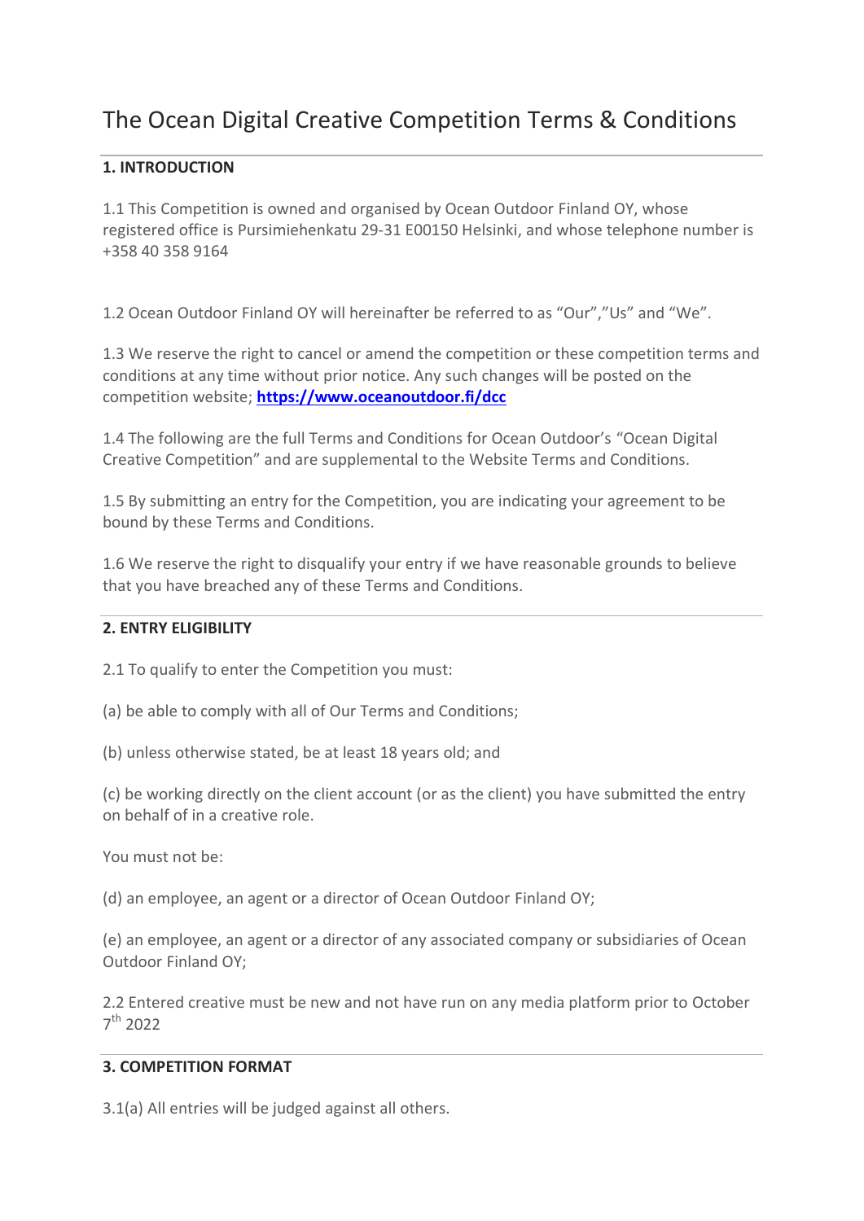# The Ocean Digital Creative Competition Terms & Conditions

## 1. INTRODUCTION

1.1 This Competition is owned and organised by Ocean Outdoor Finland OY, whose registered office is Pursimiehenkatu 29-31 E00150 Helsinki, and whose telephone number is +358 40 358 9164

1.2 Ocean Outdoor Finland OY will hereinafter be referred to as "Our","Us" and "We".

1.3 We reserve the right to cancel or amend the competition or these competition terms and conditions at any time without prior notice. Any such changes will be posted on the competition website; **https://www.oceanoutdoor.fi/dcc**

1.4 The following are the full Terms and Conditions for Ocean Outdoor's "Ocean Digital Creative Competition" and are supplemental to the Website Terms and Conditions.

1.5 By submitting an entry for the Competition, you are indicating your agreement to be bound by these Terms and Conditions.

1.6 We reserve the right to disqualify your entry if we have reasonable grounds to believe that you have breached any of these Terms and Conditions.

## 2. ENTRY ELIGIBILITY

2.1 To qualify to enter the Competition you must:

(a) be able to comply with all of Our Terms and Conditions;

(b) unless otherwise stated, be at least 18 years old; and

(c) be working directly on the client account (or as the client) you have submitted the entry on behalf of in a creative role.

You must not be:

(d) an employee, an agent or a director of Ocean Outdoor Finland OY;

(e) an employee, an agent or a director of any associated company or subsidiaries of Ocean Outdoor Finland OY;

2.2 Entered creative must be new and not have run on any media platform prior to October 7th 2022

## 3. COMPETITION FORMAT

3.1(a) All entries will be judged against all others.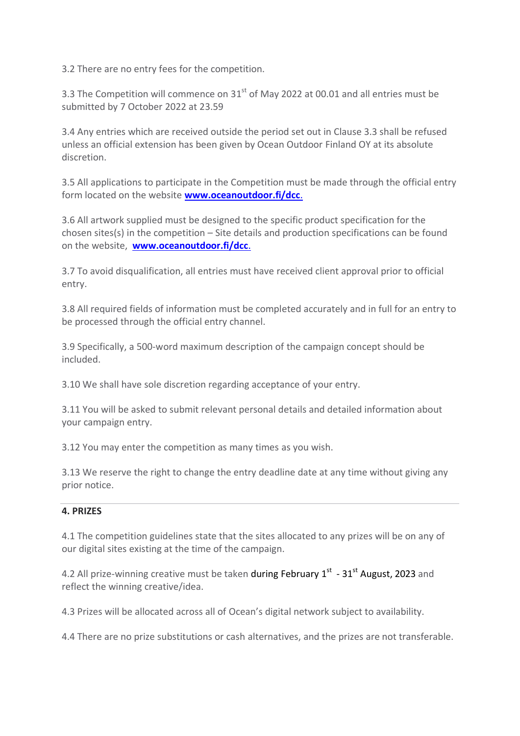3.2 There are no entry fees for the competition.

3.3 The Competition will commence on 31st of May 2022 at 00.01 and all entries must be submitted by 7 October 2022 at 23.59

3.4 Any entries which are received outside the period set out in Clause 3.3 shall be refused unless an official extension has been given by Ocean Outdoor Finland OY at its absolute discretion.

3.5 All applications to participate in the Competition must be made through the official entry form located on the website **www.oceanoutdoor.fi/dcc**.

3.6 All artwork supplied must be designed to the specific product specification for the chosen sites(s) in the competition – Site details and production specifications can be found on the website, **www.oceanoutdoor.fi/dcc**.

3.7 To avoid disqualification, all entries must have received client approval prior to official entry.

3.8 All required fields of information must be completed accurately and in full for an entry to be processed through the official entry channel.

3.9 Specifically, a 500-word maximum description of the campaign concept should be included.

3.10 We shall have sole discretion regarding acceptance of your entry.

3.11 You will be asked to submit relevant personal details and detailed information about your campaign entry.

3.12 You may enter the competition as many times as you wish.

3.13 We reserve the right to change the entry deadline date at any time without giving any prior notice.

---

**4. PRIZES**

4.1 The competition guidelines state that the sites allocated to any prizes will be on any of our digital sites existing at the time of the campaign.

4.2 All prize-winning creative must be taken during February 1st - 31st August, 2023 and reflect the winning creative/idea.

4.3 Prizes will be allocated across all of Ocean's digital network subject to availability.

4.4 There are no prize substitutions or cash alternatives, and the prizes are not transferable.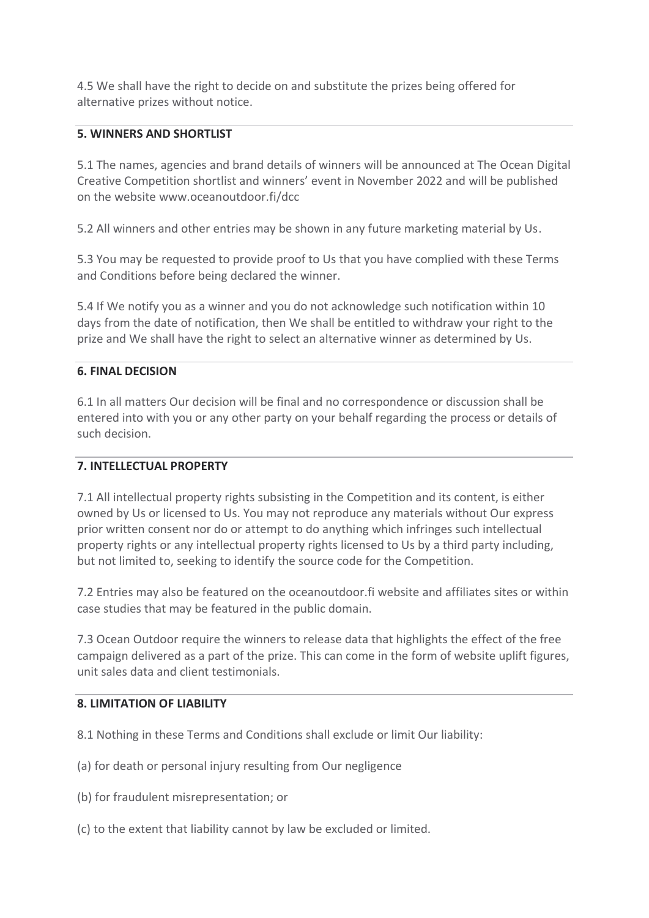4.5 We shall have the right to decide on and substitute the prizes being offered for alternative prizes without notice.

## 5. WINNERS AND SHORTLIST

5.1 The names, agencies and brand details of winners will be announced at The Ocean Digital Creative Competition shortlist and winners' event in November 2022 and will be published on the website www.oceanoutdoor.fi/dcc

5.2 All winners and other entries may be shown in any future marketing material by Us.

5.3 You may be requested to provide proof to Us that you have complied with these Terms and Conditions before being declared the winner.

5.4 If We notify you as a winner and you do not acknowledge such notification within 10 days from the date of notification, then We shall be entitled to withdraw your right to the prize and We shall have the right to select an alternative winner as determined by Us.

## 6. FINAL DECISION

6.1 In all matters Our decision will be final and no correspondence or discussion shall be entered into with you or any other party on your behalf regarding the process or details of such decision.

## 7. INTELLECTUAL PROPERTY

7.1 All intellectual property rights subsisting in the Competition and its content, is either owned by Us or licensed to Us. You may not reproduce any materials without Our express prior written consent nor do or attempt to do anything which infringes such intellectual property rights or any intellectual property rights licensed to Us by a third party including, but not limited to, seeking to identify the source code for the Competition.

7.2 Entries may also be featured on the oceanoutdoor.fi website and affiliates sites or within case studies that may be featured in the public domain.

7.3 Ocean Outdoor require the winners to release data that highlights the effect of the free campaign delivered as a part of the prize. This can come in the form of website uplift figures, unit sales data and client testimonials.

## 8. LIMITATION OF LIABILITY

8.1 Nothing in these Terms and Conditions shall exclude or limit Our liability:

(a) for death or personal injury resulting from Our negligence

(b) for fraudulent misrepresentation; or

(c) to the extent that liability cannot by law be excluded or limited.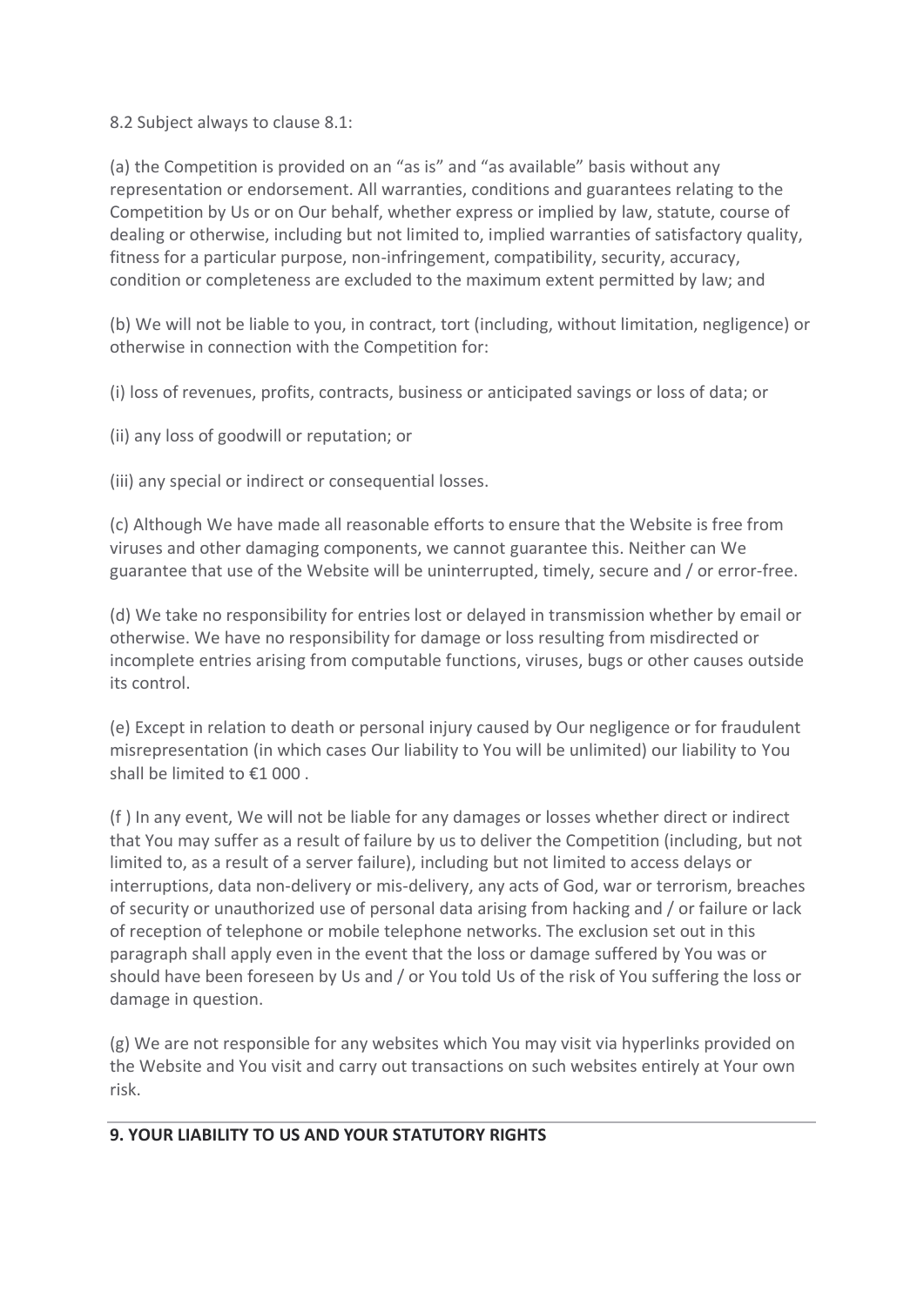8.2 Subject always to clause 8.1:

(a) the Competition is provided on an "as is" and "as available" basis without any representation or endorsement. All warranties, conditions and guarantees relating to the Competition by Us or on Our behalf, whether express or implied by law, statute, course of dealing or otherwise, including but not limited to, implied warranties of satisfactory quality, fitness for a particular purpose, non-infringement, compatibility, security, accuracy, condition or completeness are excluded to the maximum extent permitted by law; and

(b) We will not be liable to you, in contract, tort (including, without limitation, negligence) or otherwise in connection with the Competition for:

(i) loss of revenues, profits, contracts, business or anticipated savings or loss of data; or

(ii) any loss of goodwill or reputation; or

(iii) any special or indirect or consequential losses.

(c) Although We have made all reasonable efforts to ensure that the Website is free from viruses and other damaging components, we cannot guarantee this. Neither can We guarantee that use of the Website will be uninterrupted, timely, secure and / or error-free.

(d) We take no responsibility for entries lost or delayed in transmission whether by email or otherwise. We have no responsibility for damage or loss resulting from misdirected or incomplete entries arising from computable functions, viruses, bugs or other causes outside its control.

(e) Except in relation to death or personal injury caused by Our negligence or for fraudulent misrepresentation (in which cases Our liability to You will be unlimited) our liability to You shall be limited to €1 000 .

(f ) In any event, We will not be liable for any damages or losses whether direct or indirect that You may suffer as a result of failure by us to deliver the Competition (including, but not limited to, as a result of a server failure), including but not limited to access delays or interruptions, data non-delivery or mis-delivery, any acts of God, war or terrorism, breaches of security or unauthorized use of personal data arising from hacking and / or failure or lack of reception of telephone or mobile telephone networks. The exclusion set out in this paragraph shall apply even in the event that the loss or damage suffered by You was or should have been foreseen by Us and / or You told Us of the risk of You suffering the loss or damage in question.

(g) We are not responsible for any websites which You may visit via hyperlinks provided on the Website and You visit and carry out transactions on such websites entirely at Your own risk.

## 9. YOUR LIABILITY TO US AND YOUR STATUTORY RIGHTS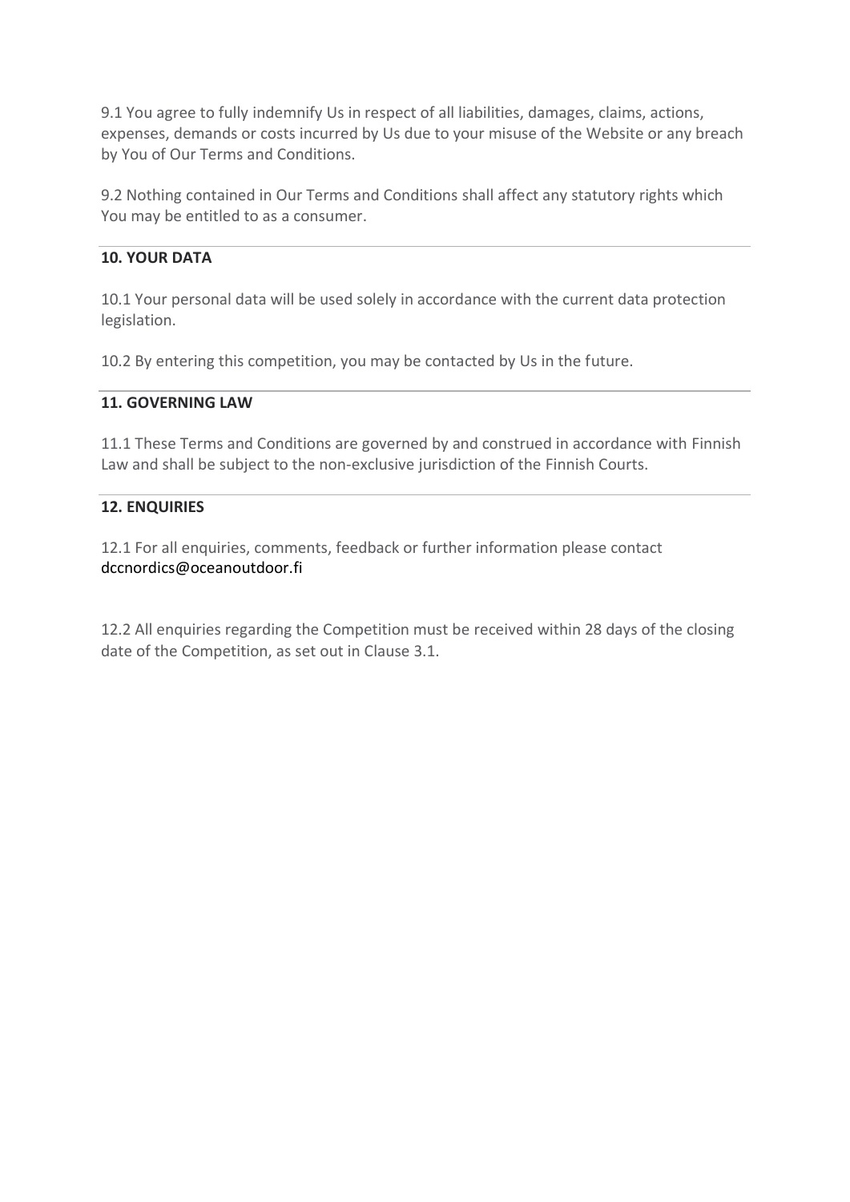9.1 You agree to fully indemnify Us in respect of all liabilities, damages, claims, actions, expenses, demands or costs incurred by Us due to your misuse of the Website or any breach by You of Our Terms and Conditions.

9.2 Nothing contained in Our Terms and Conditions shall affect any statutory rights which You may be entitled to as a consumer.

---

**10. YOUR DATA**

10.1 Your personal data will be used solely in accordance with the current data protection legislation.

10.2 By entering this competition, you may be contacted by Us in the future.

---

**11. GOVERNING LAW**

11.1 These Terms and Conditions are governed by and construed in accordance with Finnish Law and shall be subject to the non-exclusive jurisdiction of the Finnish Courts.

---

**12. ENQUIRIES**

12.1 For all enquiries, comments, feedback or further information please contact dccnordics@oceanoutdoor.fi

12.2 All enquiries regarding the Competition must be received within 28 days of the closing date of the Competition, as set out in Clause 3.1.